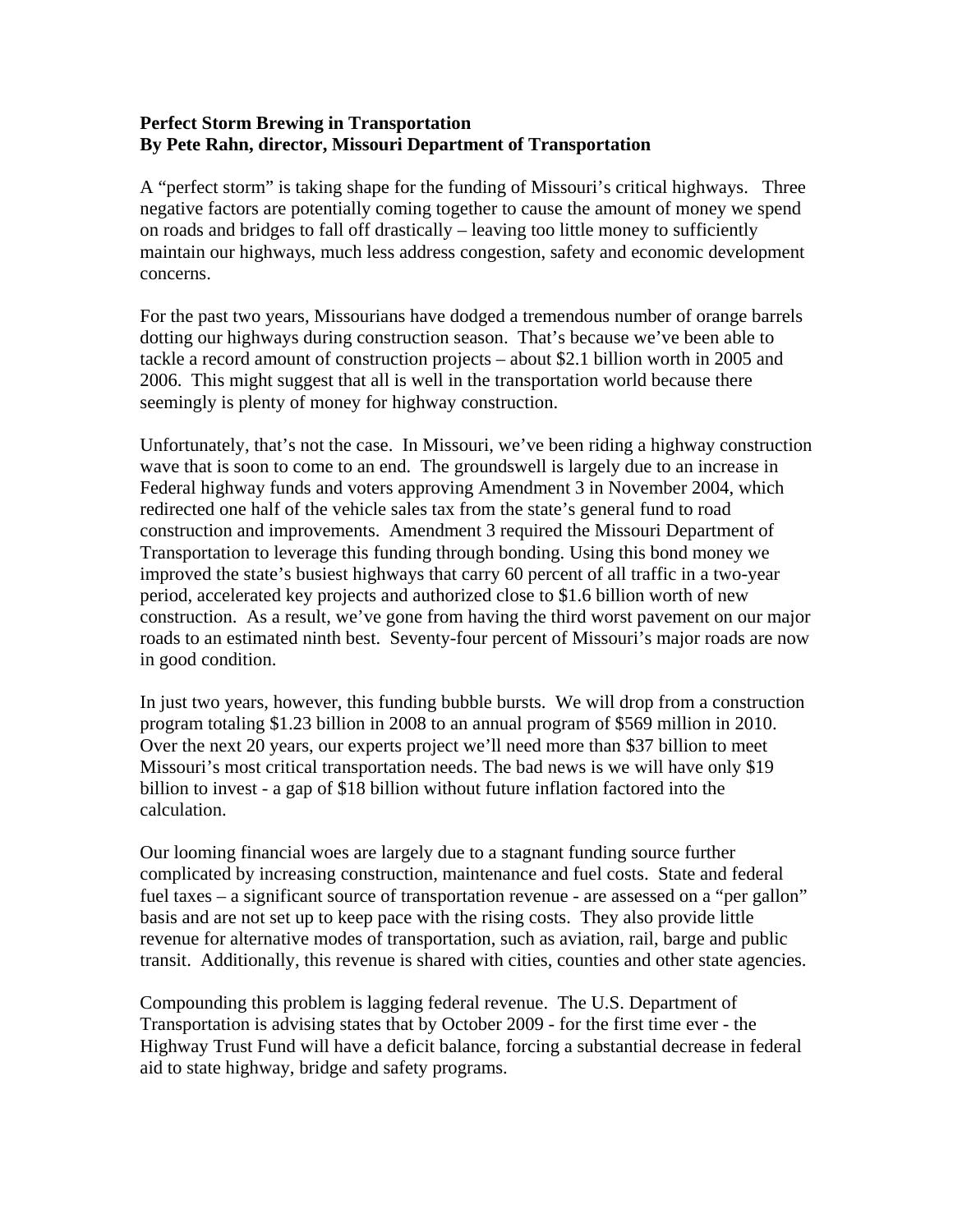**Perfect Storm Brewing in Transportation**
**By Pete Rahn, director, Missouri Department of Transportation**

A "perfect storm" is taking shape for the funding of Missouri's critical highways. Three negative factors are potentially coming together to cause the amount of money we spend on roads and bridges to fall off drastically – leaving too little money to sufficiently maintain our highways, much less address congestion, safety and economic development concerns.

For the past two years, Missourians have dodged a tremendous number of orange barrels dotting our highways during construction season. That's because we've been able to tackle a record amount of construction projects – about $2.1 billion worth in 2005 and 2006. This might suggest that all is well in the transportation world because there seemingly is plenty of money for highway construction.

Unfortunately, that's not the case. In Missouri, we've been riding a highway construction wave that is soon to come to an end. The groundswell is largely due to an increase in Federal highway funds and voters approving Amendment 3 in November 2004, which redirected one half of the vehicle sales tax from the state's general fund to road construction and improvements. Amendment 3 required the Missouri Department of Transportation to leverage this funding through bonding. Using this bond money we improved the state's busiest highways that carry 60 percent of all traffic in a two-year period, accelerated key projects and authorized close to $1.6 billion worth of new construction. As a result, we've gone from having the third worst pavement on our major roads to an estimated ninth best. Seventy-four percent of Missouri's major roads are now in good condition.

In just two years, however, this funding bubble bursts. We will drop from a construction program totaling $1.23 billion in 2008 to an annual program of $569 million in 2010. Over the next 20 years, our experts project we'll need more than $37 billion to meet Missouri's most critical transportation needs. The bad news is we will have only $19 billion to invest - a gap of $18 billion without future inflation factored into the calculation.

Our looming financial woes are largely due to a stagnant funding source further complicated by increasing construction, maintenance and fuel costs. State and federal fuel taxes – a significant source of transportation revenue - are assessed on a "per gallon" basis and are not set up to keep pace with the rising costs. They also provide little revenue for alternative modes of transportation, such as aviation, rail, barge and public transit. Additionally, this revenue is shared with cities, counties and other state agencies.

Compounding this problem is lagging federal revenue. The U.S. Department of Transportation is advising states that by October 2009 - for the first time ever - the Highway Trust Fund will have a deficit balance, forcing a substantial decrease in federal aid to state highway, bridge and safety programs.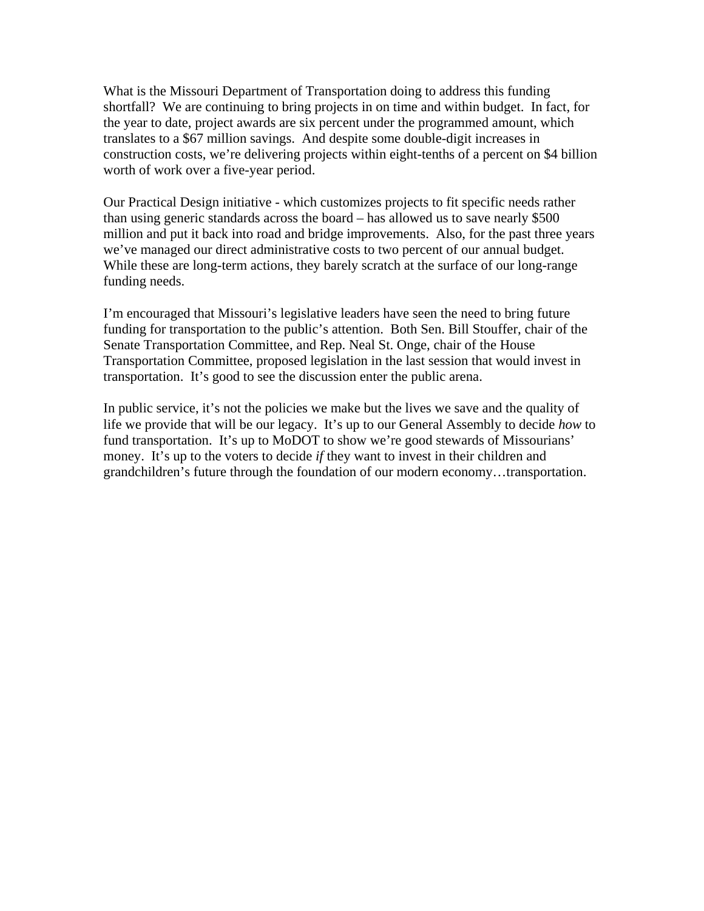What is the Missouri Department of Transportation doing to address this funding shortfall? We are continuing to bring projects in on time and within budget. In fact, for the year to date, project awards are six percent under the programmed amount, which translates to a $67 million savings. And despite some double-digit increases in construction costs, we're delivering projects within eight-tenths of a percent on $4 billion worth of work over a five-year period.

Our Practical Design initiative - which customizes projects to fit specific needs rather than using generic standards across the board – has allowed us to save nearly $500 million and put it back into road and bridge improvements. Also, for the past three years we've managed our direct administrative costs to two percent of our annual budget. While these are long-term actions, they barely scratch at the surface of our long-range funding needs.

I'm encouraged that Missouri's legislative leaders have seen the need to bring future funding for transportation to the public's attention. Both Sen. Bill Stouffer, chair of the Senate Transportation Committee, and Rep. Neal St. Onge, chair of the House Transportation Committee, proposed legislation in the last session that would invest in transportation. It's good to see the discussion enter the public arena.

In public service, it's not the policies we make but the lives we save and the quality of life we provide that will be our legacy. It's up to our General Assembly to decide *how* to fund transportation. It's up to MoDOT to show we're good stewards of Missourians' money. It's up to the voters to decide *if* they want to invest in their children and grandchildren's future through the foundation of our modern economy…transportation.